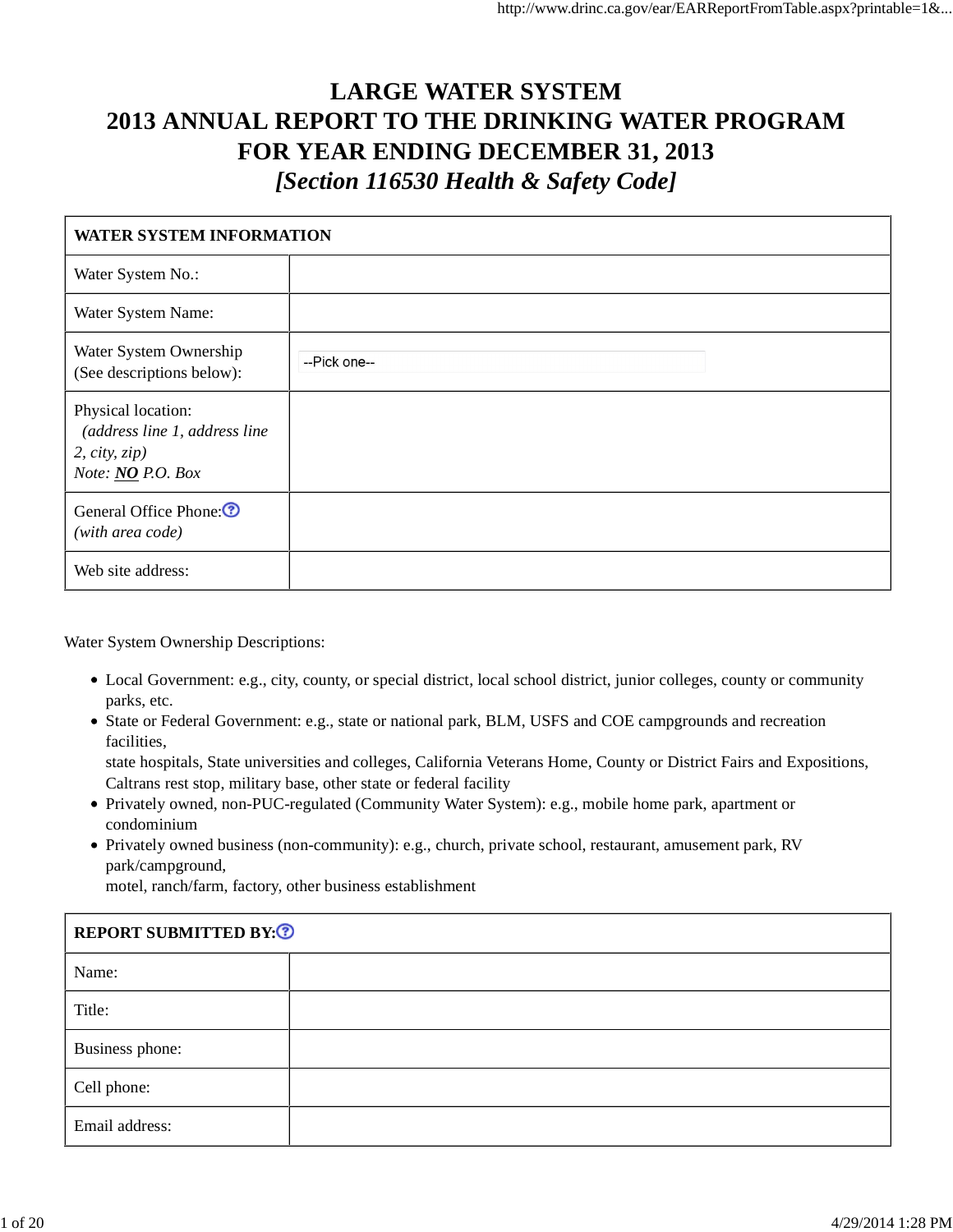# LARGE WATER SYSTEM
# 2013 ANNUAL REPORT TO THE DRINKING WATER PROGRAM
# FOR YEAR ENDING DECEMBER 31, 2013
## *[Section 116530 Health & Safety Code]*

| WATER SYSTEM INFORMATION | |
|---|---|
| Water System No.: | |
| Water System Name: | |
| Water System Ownership (See descriptions below): | --Pick one-- |
| Physical location: *(address line 1, address line 2, city, zip)* *Note: **NO** P.O. Box* | |
| General Office Phone: *(with area code)* | |
| Web site address: | |

Water System Ownership Descriptions:

- Local Government: e.g., city, county, or special district, local school district, junior colleges, county or community parks, etc.
- State or Federal Government: e.g., state or national park, BLM, USFS and COE campgrounds and recreation facilities, state hospitals, State universities and colleges, California Veterans Home, County or District Fairs and Expositions, Caltrans rest stop, military base, other state or federal facility
- Privately owned, non-PUC-regulated (Community Water System): e.g., mobile home park, apartment or condominium
- Privately owned business (non-community): e.g., church, private school, restaurant, amusement park, RV park/campground, motel, ranch/farm, factory, other business establishment

| REPORT SUBMITTED BY: | |
|---|---|
| Name: | |
| Title: | |
| Business phone: | |
| Cell phone: | |
| Email address: | |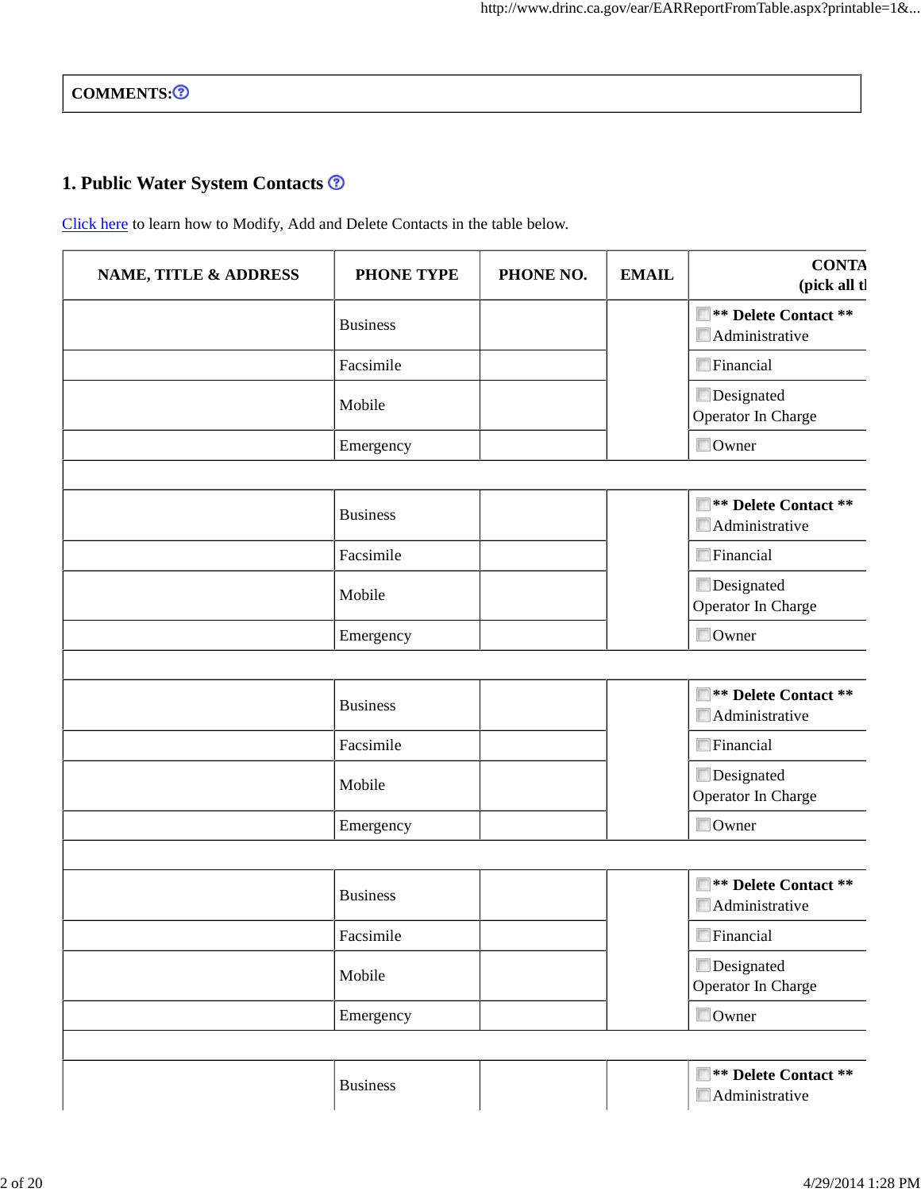**COMMENTS:**

## 1. Public Water System Contacts

Click here to learn how to Modify, Add and Delete Contacts in the table below.

| NAME, TITLE & ADDRESS | PHONE TYPE | PHONE NO. | EMAIL | CONTA (pick all t |
|---|---|---|---|---|
| | Business | | | ☐ **\*\* Delete Contact \*\*** ☐ Administrative |
| | Facsimile | | | ☐ Financial |
| | Mobile | | | ☐ Designated Operator In Charge |
| | Emergency | | | ☐ Owner |
| | | | | |
| | Business | | | ☐ **\*\* Delete Contact \*\*** ☐ Administrative |
| | Facsimile | | | ☐ Financial |
| | Mobile | | | ☐ Designated Operator In Charge |
| | Emergency | | | ☐ Owner |
| | | | | |
| | Business | | | ☐ **\*\* Delete Contact \*\*** ☐ Administrative |
| | Facsimile | | | ☐ Financial |
| | Mobile | | | ☐ Designated Operator In Charge |
| | Emergency | | | ☐ Owner |
| | | | | |
| | Business | | | ☐ **\*\* Delete Contact \*\*** ☐ Administrative |
| | Facsimile | | | ☐ Financial |
| | Mobile | | | ☐ Designated Operator In Charge |
| | Emergency | | | ☐ Owner |
| | | | | |
| | Business | | | ☐ **\*\* Delete Contact \*\*** ☐ Administrative |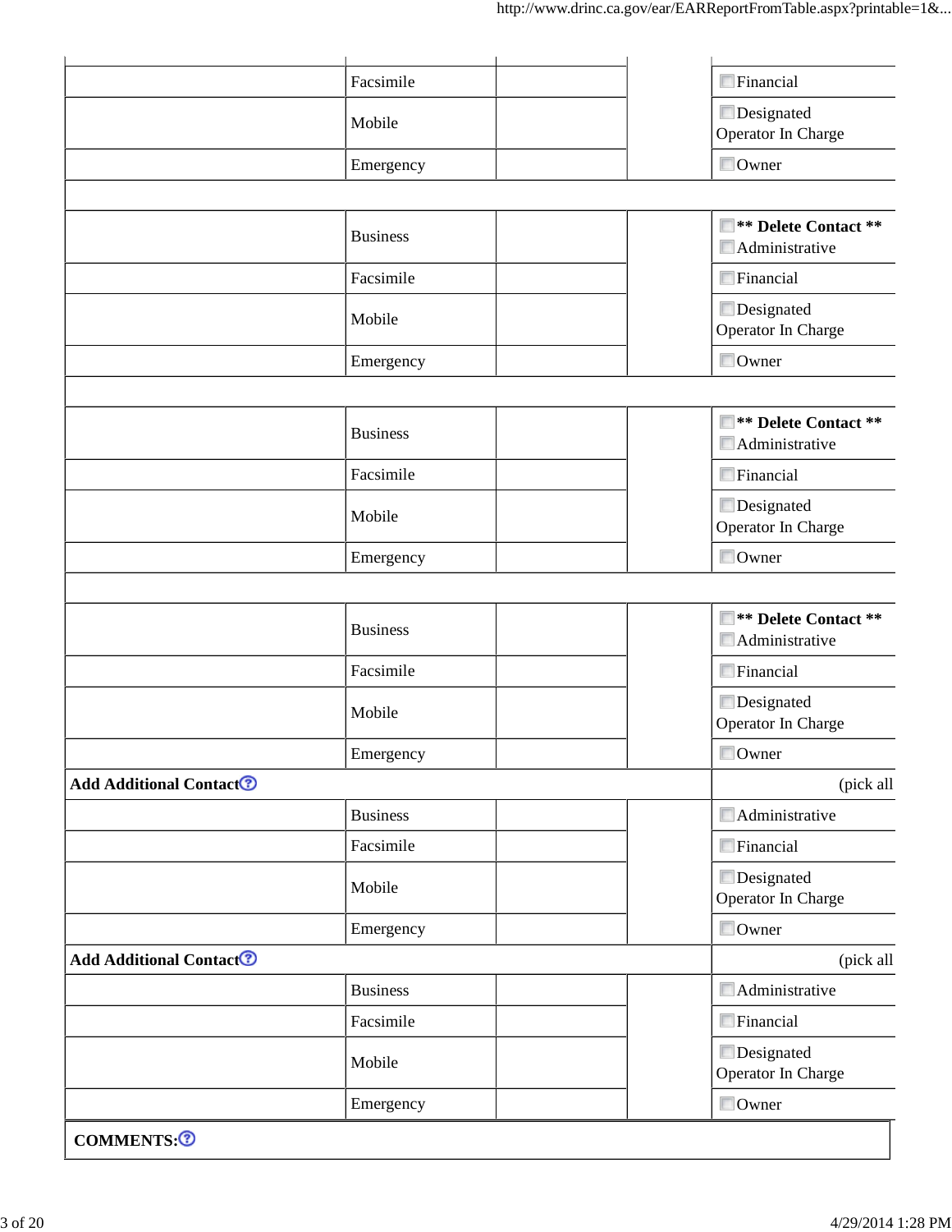| | | | | |
|---|---|---|---|---|
| | Facsimile | | | ☐ Financial |
| | Mobile | | | ☐ Designated Operator In Charge |
| | Emergency | | | ☐ Owner |
| | | | | |
| | Business | | | ☐ **\*\* Delete Contact \*\*** ☐ Administrative |
| | Facsimile | | | ☐ Financial |
| | Mobile | | | ☐ Designated Operator In Charge |
| | Emergency | | | ☐ Owner |
| | | | | |
| | Business | | | ☐ **\*\* Delete Contact \*\*** ☐ Administrative |
| | Facsimile | | | ☐ Financial |
| | Mobile | | | ☐ Designated Operator In Charge |
| | Emergency | | | ☐ Owner |
| | | | | |
| | Business | | | ☐ **\*\* Delete Contact \*\*** ☐ Administrative |
| | Facsimile | | | ☐ Financial |
| | Mobile | | | ☐ Designated Operator In Charge |
| | Emergency | | | ☐ Owner |
| **Add Additional Contact** | | | | (pick all |
| | Business | | | ☐ Administrative |
| | Facsimile | | | ☐ Financial |
| | Mobile | | | ☐ Designated Operator In Charge |
| | Emergency | | | ☐ Owner |
| **Add Additional Contact** | | | | (pick all |
| | Business | | | ☐ Administrative |
| | Facsimile | | | ☐ Financial |
| | Mobile | | | ☐ Designated Operator In Charge |
| | Emergency | | | ☐ Owner |

**COMMENTS:**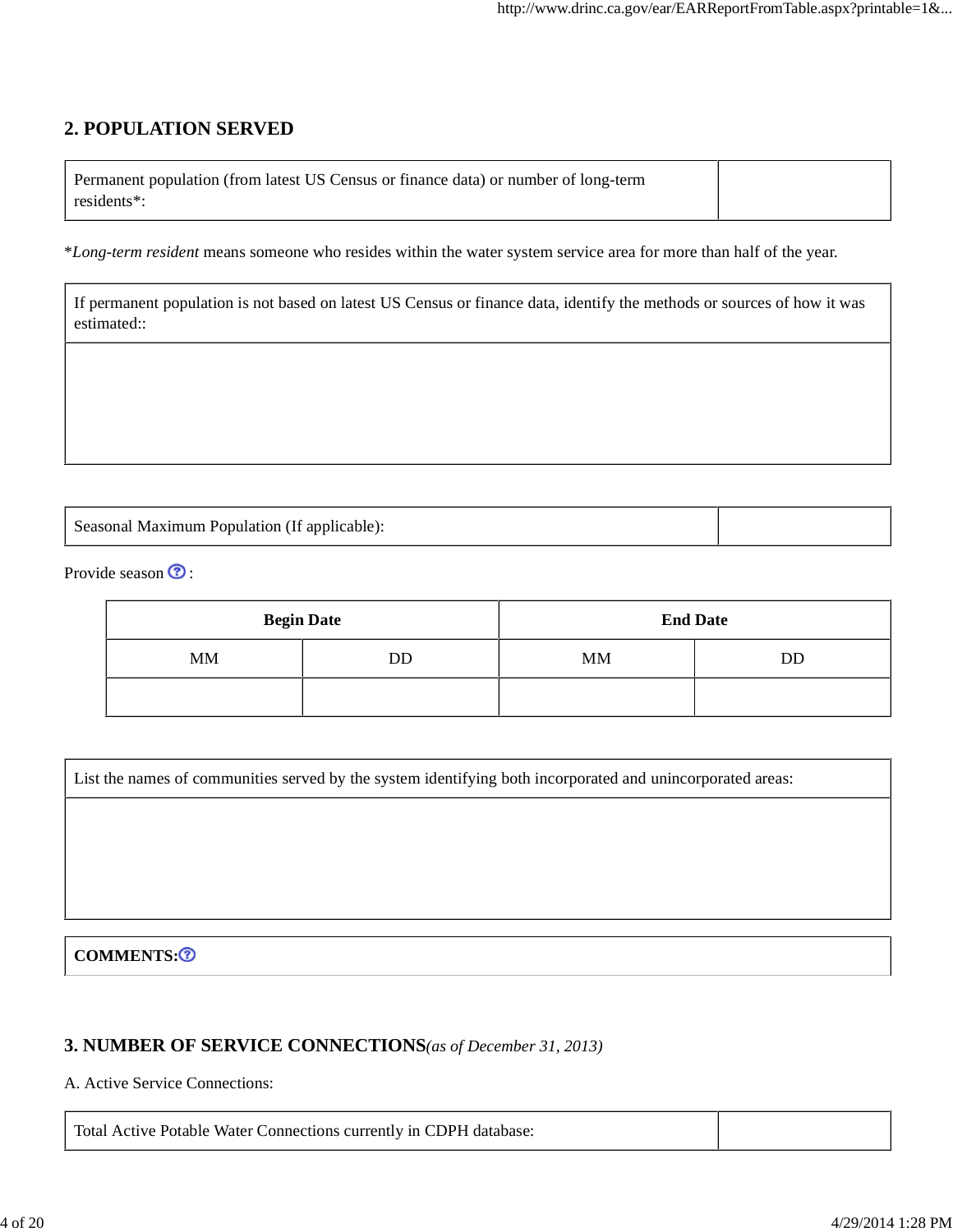## 2. POPULATION SERVED

| Permanent population (from latest US Census or finance data) or number of long-term residents*: | |
|---|---|

**Long-term resident* means someone who resides within the water system service area for more than half of the year.

| If permanent population is not based on latest US Census or finance data, identify the methods or sources of how it was estimated:: |
|---|
| |

| Seasonal Maximum Population (If applicable): | |
|---|---|

Provide season :

| Begin Date | | End Date | |
|---|---|---|---|
| MM | DD | MM | DD |
| | | | |

| List the names of communities served by the system identifying both incorporated and unincorporated areas: |
|---|
| |

| **COMMENTS:** |
|---|

## 3. NUMBER OF SERVICE CONNECTIONS *(as of December 31, 2013)*

A. Active Service Connections:

| Total Active Potable Water Connections currently in CDPH database: | |
|---|---|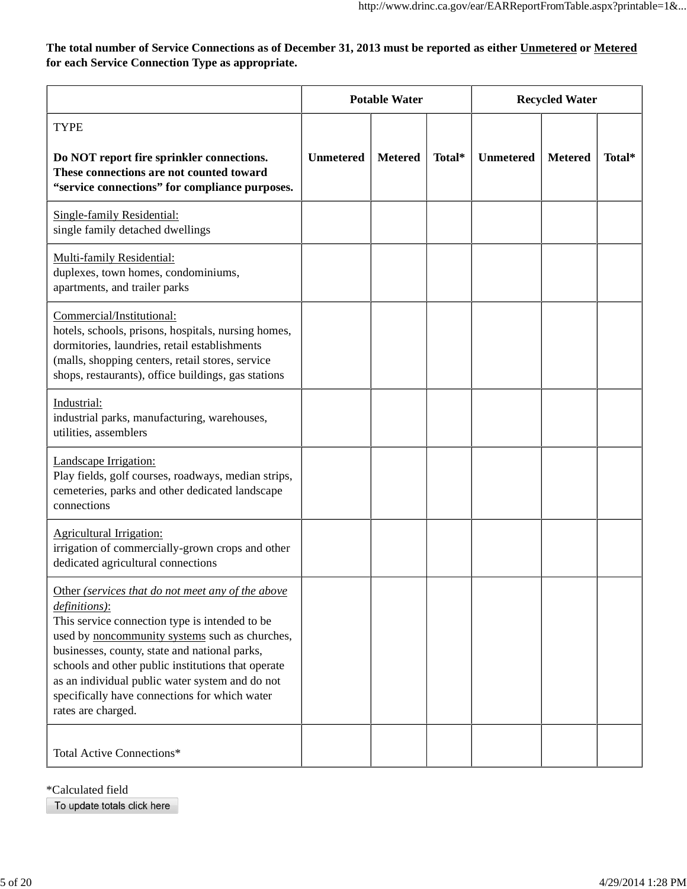**The total number of Service Connections as of December 31, 2013 must be reported as either Unmetered or Metered for each Service Connection Type as appropriate.**

| | **Potable Water** | | | **Recycled Water** | | |
|---|---|---|---|---|---|---|
| TYPE<br><br>**Do NOT report fire sprinkler connections. These connections are not counted toward "service connections" for compliance purposes.** | **Unmetered** | **Metered** | **Total*** | **Unmetered** | **Metered** | **Total*** |
| Single-family Residential:<br>single family detached dwellings | | | | | | |
| Multi-family Residential:<br>duplexes, town homes, condominiums, apartments, and trailer parks | | | | | | |
| Commercial/Institutional:<br>hotels, schools, prisons, hospitals, nursing homes, dormitories, laundries, retail establishments (malls, shopping centers, retail stores, service shops, restaurants), office buildings, gas stations | | | | | | |
| Industrial:<br>industrial parks, manufacturing, warehouses, utilities, assemblers | | | | | | |
| Landscape Irrigation:<br>Play fields, golf courses, roadways, median strips, cemeteries, parks and other dedicated landscape connections | | | | | | |
| Agricultural Irrigation:<br>irrigation of commercially-grown crops and other dedicated agricultural connections | | | | | | |
| Other *(services that do not meet any of the above definitions)*:<br>This service connection type is intended to be used by noncommunity systems such as churches, businesses, county, state and national parks, schools and other public institutions that operate as an individual public water system and do not specifically have connections for which water rates are charged. | | | | | | |
| Total Active Connections* | | | | | | |

*Calculated field

To update totals click here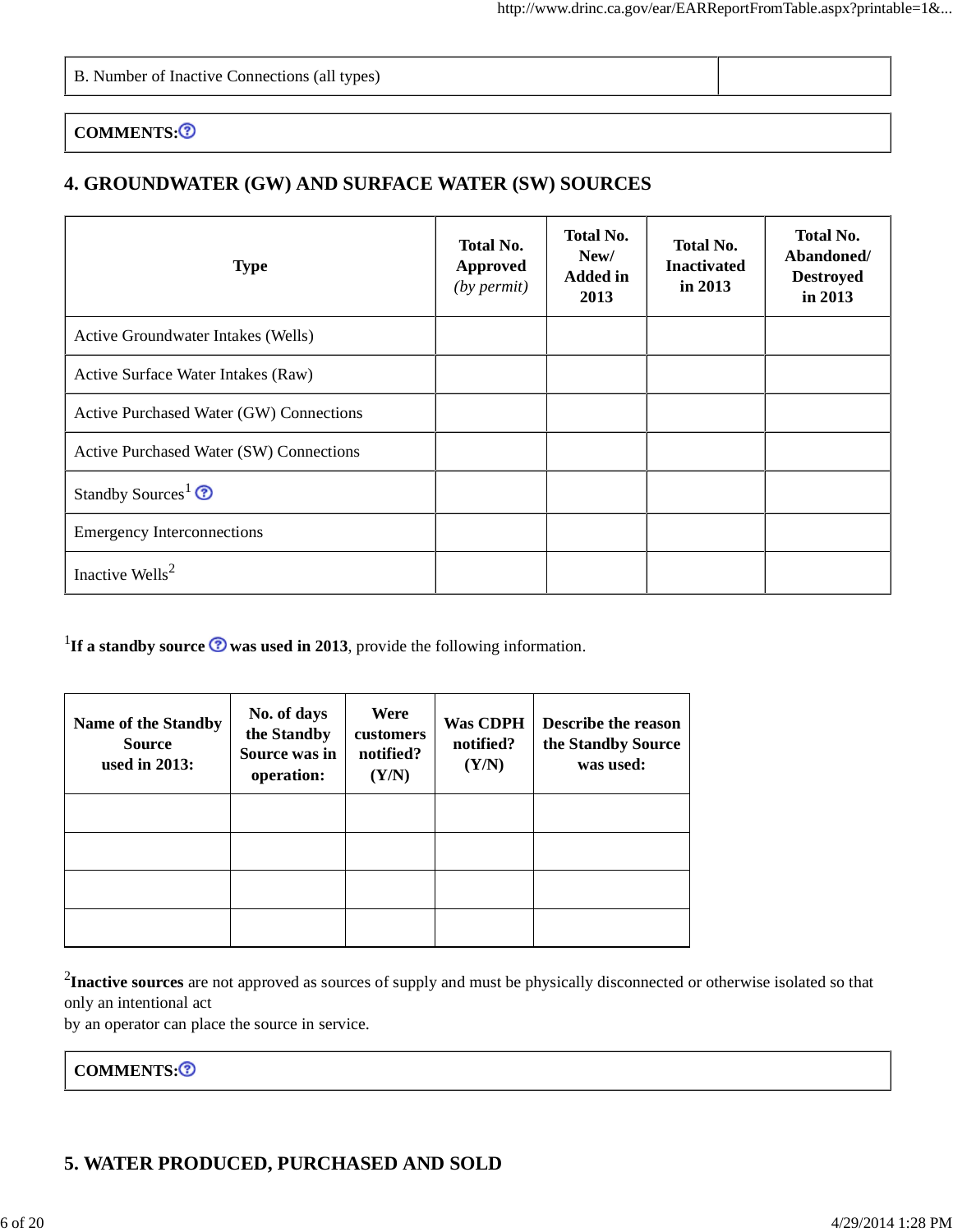| B. Number of Inactive Connections (all types) | |
|---|---|

| **COMMENTS:** |
|---|

## 4. GROUNDWATER (GW) AND SURFACE WATER (SW) SOURCES

| Type | Total No. Approved *(by permit)* | Total No. New/ Added in 2013 | Total No. Inactivated in 2013 | Total No. Abandoned/ Destroyed in 2013 |
|---|---|---|---|---|
| Active Groundwater Intakes (Wells) | | | | |
| Active Surface Water Intakes (Raw) | | | | |
| Active Purchased Water (GW) Connections | | | | |
| Active Purchased Water (SW) Connections | | | | |
| Standby Sources[1] | | | | |
| Emergency Interconnections | | | | |
| Inactive Wells[2] | | | | |

[1]**If a standby source was used in 2013**, provide the following information.

| Name of the Standby Source used in 2013: | No. of days the Standby Source was in operation: | Were customers notified? (Y/N) | Was CDPH notified? (Y/N) | Describe the reason the Standby Source was used: |
|---|---|---|---|---|
| | | | | |
| | | | | |
| | | | | |
| | | | | |

[2]**Inactive sources** are not approved as sources of supply and must be physically disconnected or otherwise isolated so that only an intentional act
by an operator can place the source in service.

| **COMMENTS:** |
|---|

## 5. WATER PRODUCED, PURCHASED AND SOLD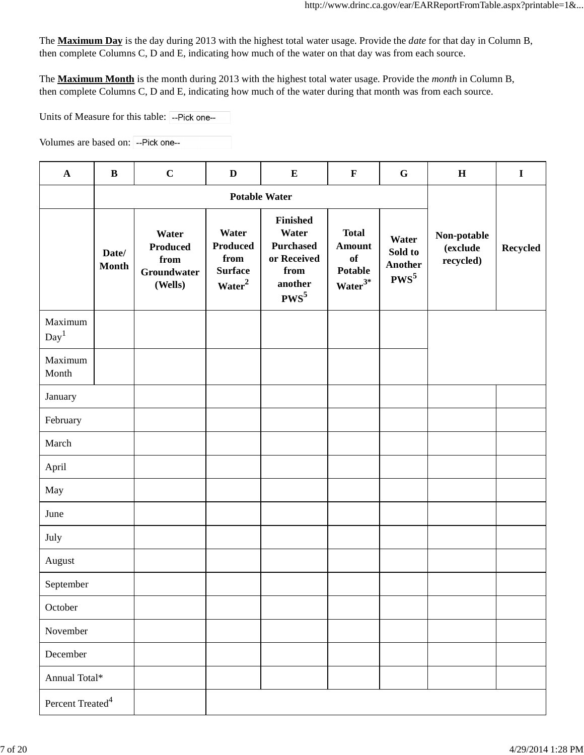The **Maximum Day** is the day during 2013 with the highest total water usage. Provide the *date* for that day in Column B, then complete Columns C, D and E, indicating how much of the water on that day was from each source.

The **Maximum Month** is the month during 2013 with the highest total water usage. Provide the *month* in Column B, then complete Columns C, D and E, indicating how much of the water during that month was from each source.

Units of Measure for this table: --Pick one--

Volumes are based on: --Pick one--

| A | B | C | D | E | F | G | H | I |
|---|---|---|---|---|---|---|---|---|
| | Potable Water | | | | | | Non-potable (exclude recycled) | Recycled |
| | Date/ Month | Water Produced from Groundwater (Wells) | Water Produced from Surface Water[2] | Finished Water Purchased or Received from another PWS[5] | Total Amount of Potable Water[3*] | Water Sold to Another PWS[5] | | |
| Maximum Day[1] | | | | | | | | |
| Maximum Month | | | | | | | | |
| January | | | | | | | | |
| February | | | | | | | | |
| March | | | | | | | | |
| April | | | | | | | | |
| May | | | | | | | | |
| June | | | | | | | | |
| July | | | | | | | | |
| August | | | | | | | | |
| September | | | | | | | | |
| October | | | | | | | | |
| November | | | | | | | | |
| December | | | | | | | | |
| Annual Total* | | | | | | | | |
| Percent Treated[4] | | | | | | | | |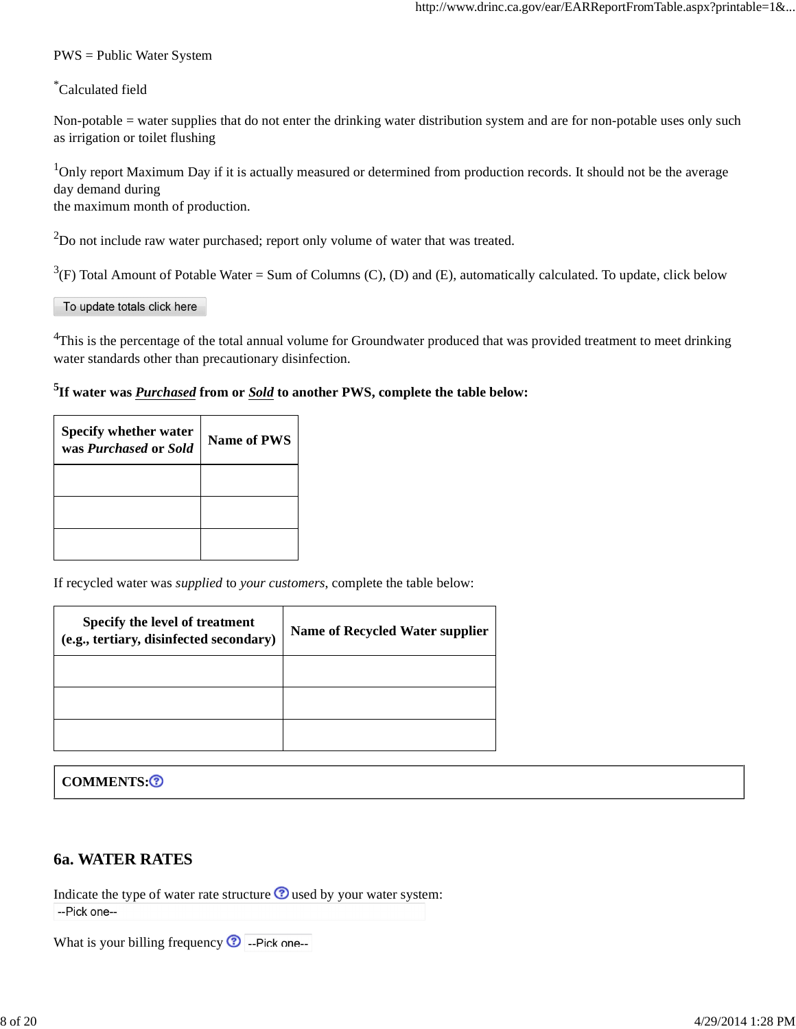PWS = Public Water System

*Calculated field

Non-potable = water supplies that do not enter the drinking water distribution system and are for non-potable uses only such as irrigation or toilet flushing

[1]Only report Maximum Day if it is actually measured or determined from production records. It should not be the average day demand during
the maximum month of production.

[2]Do not include raw water purchased; report only volume of water that was treated.

[3](F) Total Amount of Potable Water = Sum of Columns (C), (D) and (E), automatically calculated. To update, click below

To update totals click here

[4]This is the percentage of the total annual volume for Groundwater produced that was provided treatment to meet drinking water standards other than precautionary disinfection.

**[5]If water was *Purchased* from or *Sold* to another PWS, complete the table below:**

| Specify whether water was *Purchased* or *Sold* | Name of PWS |
|---|---|
| | |
| | |
| | |

If recycled water was *supplied* to *your customers*, complete the table below:

| Specify the level of treatment (e.g., tertiary, disinfected secondary) | Name of Recycled Water supplier |
|---|---|
| | |
| | |
| | |

**COMMENTS:**

## 6a. WATER RATES

Indicate the type of water rate structure used by your water system:

--Pick one--

What is your billing frequency --Pick one--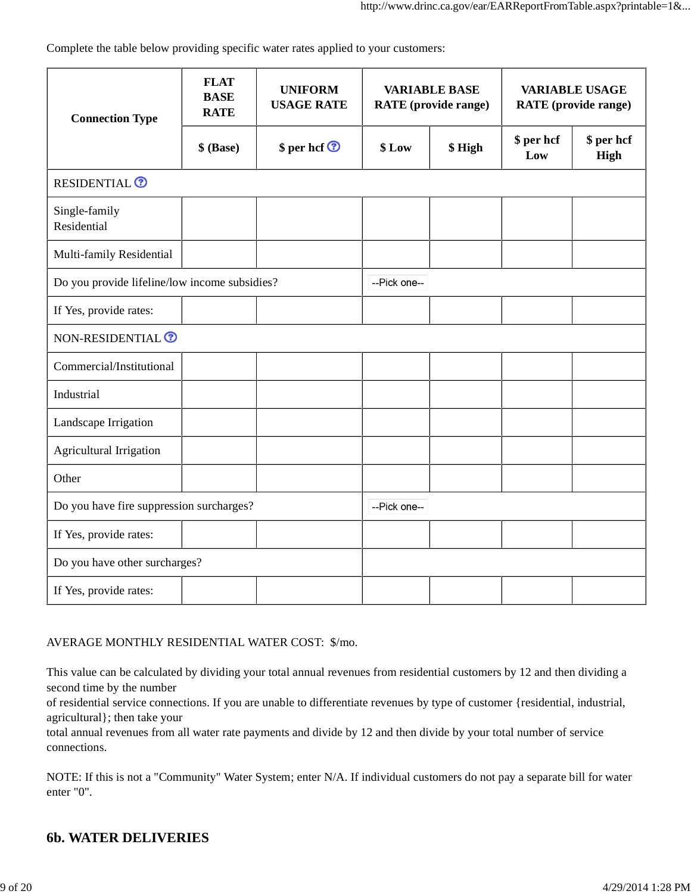Complete the table below providing specific water rates applied to your customers:

| Connection Type | FLAT BASE RATE | UNIFORM USAGE RATE | VARIABLE BASE RATE (provide range) | | VARIABLE USAGE RATE (provide range) | |
|---|---|---|---|---|---|---|
| | $ (Base) | $ per hcf | $ Low | $ High | $ per hcf Low | $ per hcf High |
| RESIDENTIAL | | | | | | |
| Single-family Residential | | | | | | |
| Multi-family Residential | | | | | | |
| Do you provide lifeline/low income subsidies? | | | --Pick one-- | | | |
| If Yes, provide rates: | | | | | | |
| NON-RESIDENTIAL | | | | | | |
| Commercial/Institutional | | | | | | |
| Industrial | | | | | | |
| Landscape Irrigation | | | | | | |
| Agricultural Irrigation | | | | | | |
| Other | | | | | | |
| Do you have fire suppression surcharges? | | | --Pick one-- | | | |
| If Yes, provide rates: | | | | | | |
| Do you have other surcharges? | | | | | | |
| If Yes, provide rates: | | | | | | |

AVERAGE MONTHLY RESIDENTIAL WATER COST: $/mo.

This value can be calculated by dividing your total annual revenues from residential customers by 12 and then dividing a second time by the number of residential service connections. If you are unable to differentiate revenues by type of customer {residential, industrial, agricultural}; then take your total annual revenues from all water rate payments and divide by 12 and then divide by your total number of service connections.

NOTE: If this is not a "Community" Water System; enter N/A. If individual customers do not pay a separate bill for water enter "0".

## 6b. WATER DELIVERIES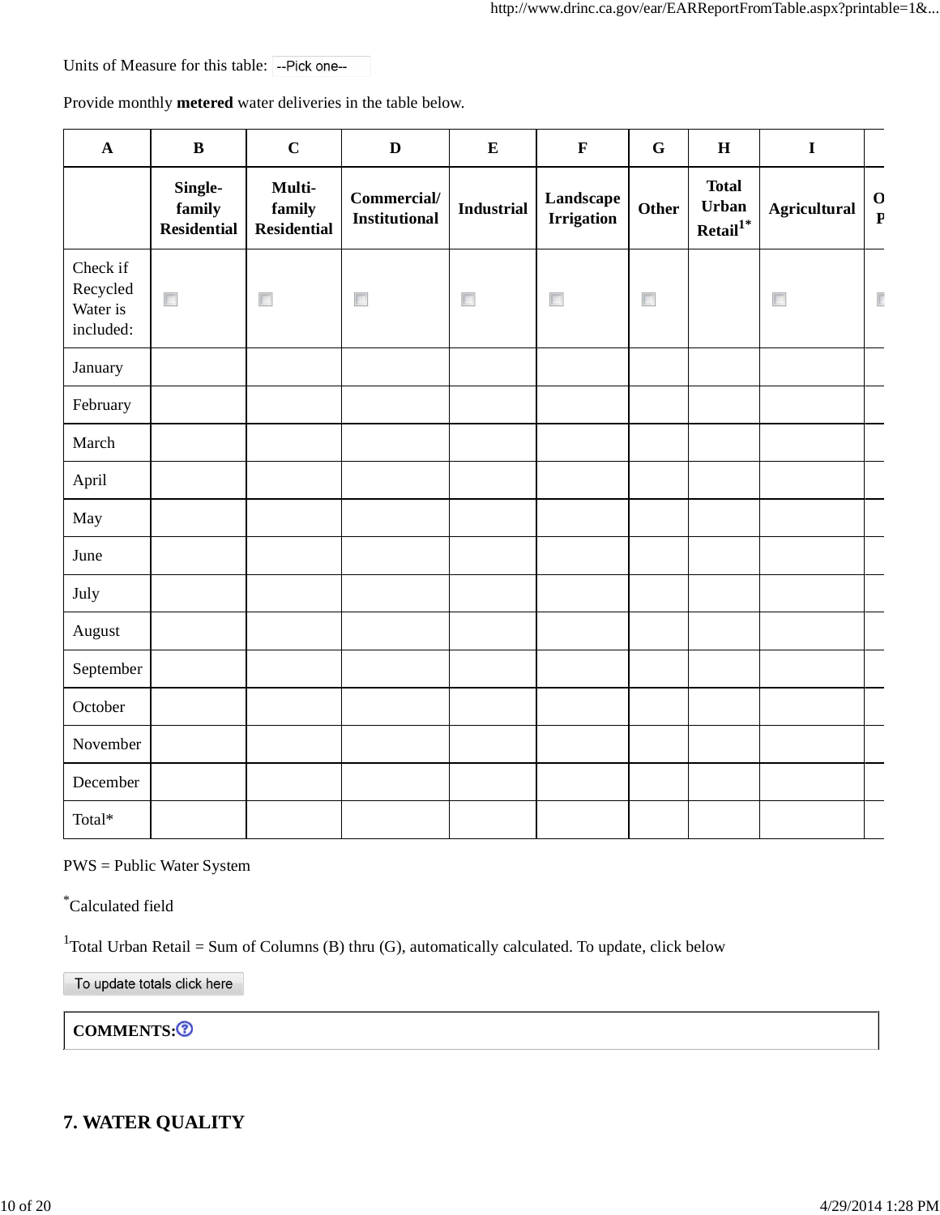Units of Measure for this table: --Pick one--

Provide monthly **metered** water deliveries in the table below.

| A | B | C | D | E | F | G | H | I | O |
|---|---|---|---|---|---|---|---|---|---|
| | Single-family Residential | Multi-family Residential | Commercial/ Institutional | Industrial | Landscape Irrigation | Other | Total Urban Retail[1]* | Agricultural | O P |
| Check if Recycled Water is included: | ☐ | ☐ | ☐ | ☐ | ☐ | ☐ | | ☐ | ☐ |
| January | | | | | | | | | |
| February | | | | | | | | | |
| March | | | | | | | | | |
| April | | | | | | | | | |
| May | | | | | | | | | |
| June | | | | | | | | | |
| July | | | | | | | | | |
| August | | | | | | | | | |
| September | | | | | | | | | |
| October | | | | | | | | | |
| November | | | | | | | | | |
| December | | | | | | | | | |
| Total* | | | | | | | | | |

PWS = Public Water System

*Calculated field

[1]Total Urban Retail = Sum of Columns (B) thru (G), automatically calculated. To update, click below

To update totals click here

**COMMENTS:**

## 7. WATER QUALITY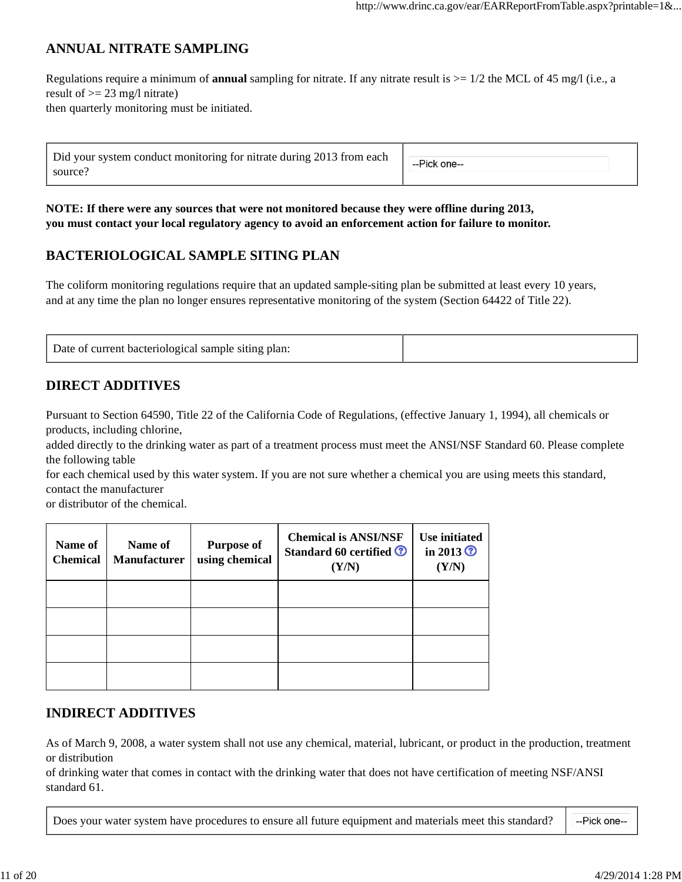## ANNUAL NITRATE SAMPLING

Regulations require a minimum of **annual** sampling for nitrate. If any nitrate result is >= 1/2 the MCL of 45 mg/l (i.e., a result of >= 23 mg/l nitrate)
then quarterly monitoring must be initiated.

| Did your system conduct monitoring for nitrate during 2013 from each source? | --Pick one-- |
|---|---|

**NOTE: If there were any sources that were not monitored because they were offline during 2013,**
**you must contact your local regulatory agency to avoid an enforcement action for failure to monitor.**

## BACTERIOLOGICAL SAMPLE SITING PLAN

The coliform monitoring regulations require that an updated sample-siting plan be submitted at least every 10 years,
and at any time the plan no longer ensures representative monitoring of the system (Section 64422 of Title 22).

| Date of current bacteriological sample siting plan: | |
|---|---|

## DIRECT ADDITIVES

Pursuant to Section 64590, Title 22 of the California Code of Regulations, (effective January 1, 1994), all chemicals or products, including chlorine,
added directly to the drinking water as part of a treatment process must meet the ANSI/NSF Standard 60. Please complete the following table
for each chemical used by this water system. If you are not sure whether a chemical you are using meets this standard, contact the manufacturer
or distributor of the chemical.

| Name of Chemical | Name of Manufacturer | Purpose of using chemical | Chemical is ANSI/NSF Standard 60 certified (Y/N) | Use initiated in 2013 (Y/N) |
|---|---|---|---|---|
| | | | | |
| | | | | |
| | | | | |
| | | | | |

## INDIRECT ADDITIVES

As of March 9, 2008, a water system shall not use any chemical, material, lubricant, or product in the production, treatment or distribution
of drinking water that comes in contact with the drinking water that does not have certification of meeting NSF/ANSI standard 61.

| Does your water system have procedures to ensure all future equipment and materials meet this standard? | --Pick one-- |
|---|---|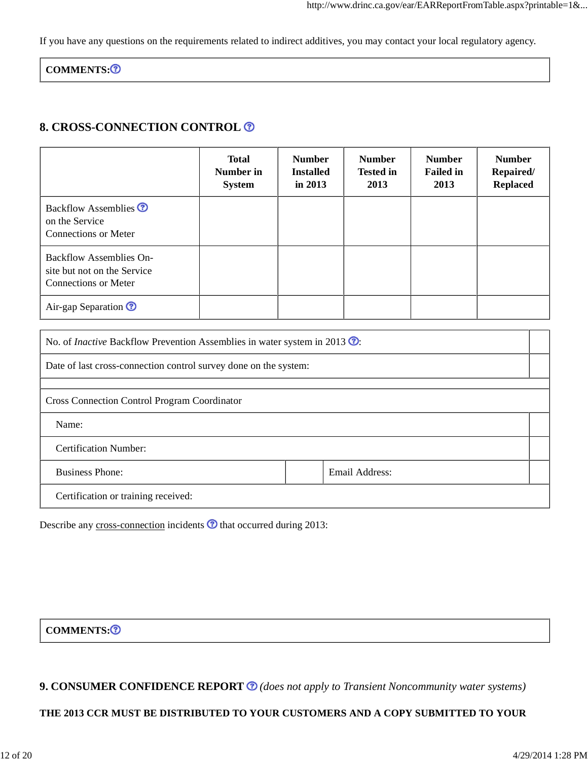If you have any questions on the requirements related to indirect additives, you may contact your local regulatory agency.

**COMMENTS:**

## 8. CROSS-CONNECTION CONTROL

| | Total Number in System | Number Installed in 2013 | Number Tested in 2013 | Number Failed in 2013 | Number Repaired/ Replaced |
|---|---|---|---|---|---|
| Backflow Assemblies on the Service Connections or Meter | | | | | |
| Backflow Assemblies On-site but not on the Service Connections or Meter | | | | | |
| Air-gap Separation | | | | | |

| | |
|---|---|
| No. of *Inactive* Backflow Prevention Assemblies in water system in 2013: | |
| Date of last cross-connection control survey done on the system: | |

| | | | |
|---|---|---|---|
| Cross Connection Control Program Coordinator | | | |
| Name: | | | |
| Certification Number: | | | |
| Business Phone: | | Email Address: | |
| Certification or training received: | | | |

Describe any cross-connection incidents that occurred during 2013:

**COMMENTS:**

## 9. CONSUMER CONFIDENCE REPORT *(does not apply to Transient Noncommunity water systems)*

**THE 2013 CCR MUST BE DISTRIBUTED TO YOUR CUSTOMERS AND A COPY SUBMITTED TO YOUR**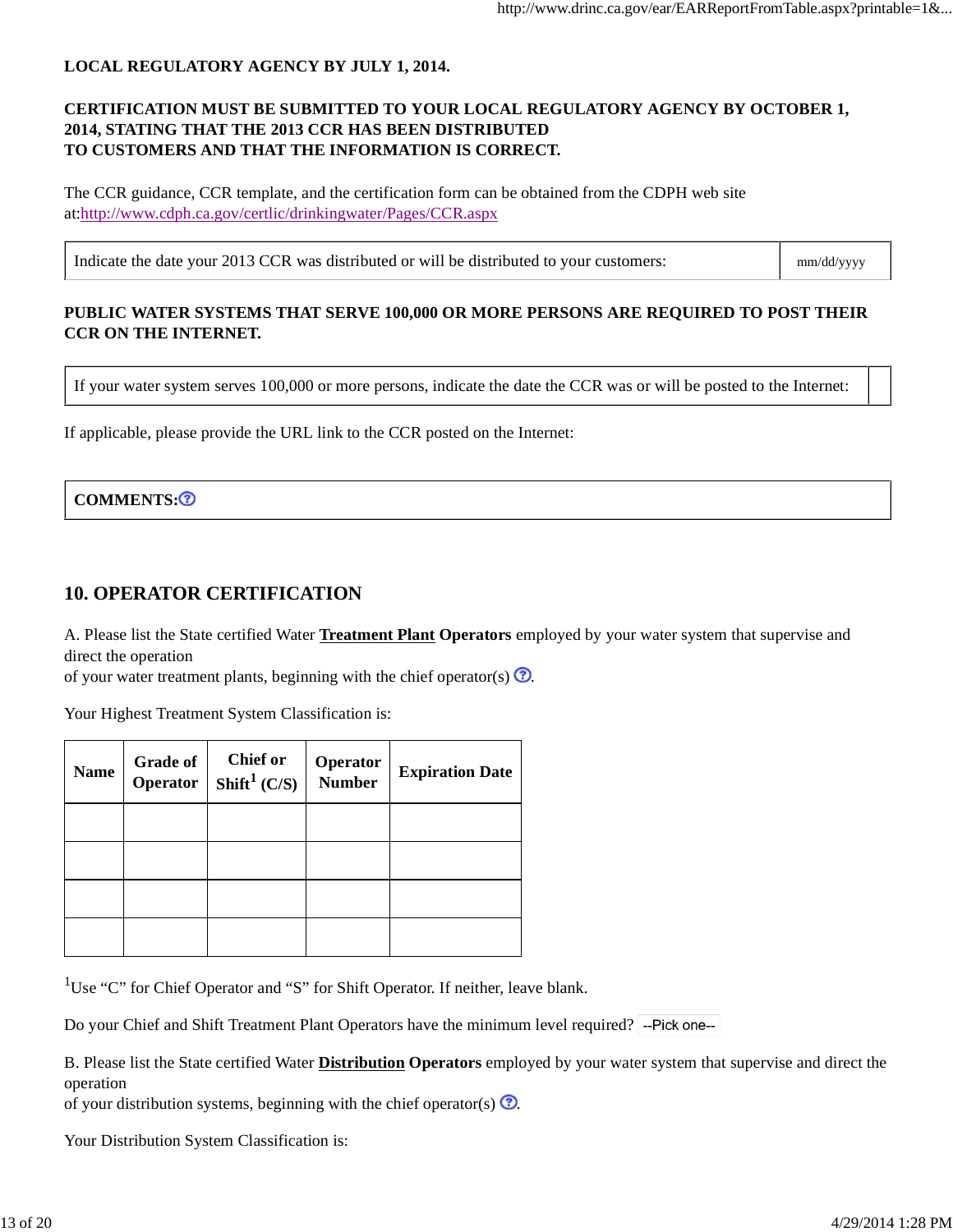**LOCAL REGULATORY AGENCY BY JULY 1, 2014.**

**CERTIFICATION MUST BE SUBMITTED TO YOUR LOCAL REGULATORY AGENCY BY OCTOBER 1, 2014, STATING THAT THE 2013 CCR HAS BEEN DISTRIBUTED TO CUSTOMERS AND THAT THE INFORMATION IS CORRECT.**

The CCR guidance, CCR template, and the certification form can be obtained from the CDPH web site at:http://www.cdph.ca.gov/certlic/drinkingwater/Pages/CCR.aspx

| Indicate the date your 2013 CCR was distributed or will be distributed to your customers: | mm/dd/yyyy |
|---|---|

**PUBLIC WATER SYSTEMS THAT SERVE 100,000 OR MORE PERSONS ARE REQUIRED TO POST THEIR CCR ON THE INTERNET.**

| If your water system serves 100,000 or more persons, indicate the date the CCR was or will be posted to the Internet: | |
|---|---|

If applicable, please provide the URL link to the CCR posted on the Internet:

| **COMMENTS:** |
|---|

## 10. OPERATOR CERTIFICATION

A. Please list the State certified Water **Treatment Plant Operators** employed by your water system that supervise and direct the operation of your water treatment plants, beginning with the chief operator(s).

Your Highest Treatment System Classification is:

| Name | Grade of Operator | Chief or Shift[1] (C/S) | Operator Number | Expiration Date |
|---|---|---|---|---|
| | | | | |
| | | | | |
| | | | | |
| | | | | |

[1]Use “C” for Chief Operator and “S” for Shift Operator. If neither, leave blank.

Do your Chief and Shift Treatment Plant Operators have the minimum level required? --Pick one--

B. Please list the State certified Water **Distribution Operators** employed by your water system that supervise and direct the operation of your distribution systems, beginning with the chief operator(s).

Your Distribution System Classification is: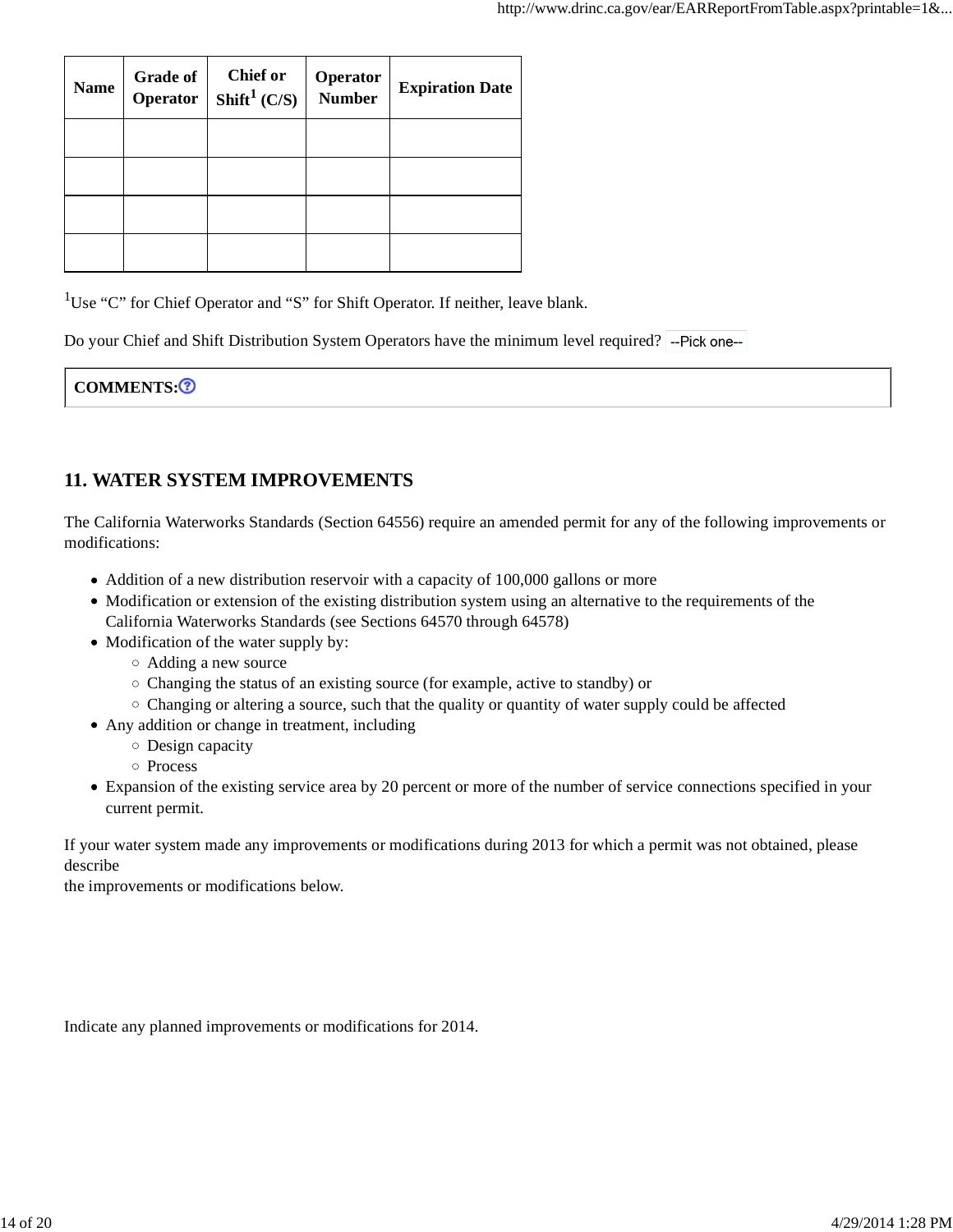| Name | Grade of Operator | Chief or Shift[1] (C/S) | Operator Number | Expiration Date |
|---|---|---|---|---|
| | | | | |
| | | | | |
| | | | | |
| | | | | |

[1]Use “C” for Chief Operator and “S” for Shift Operator. If neither, leave blank.

Do your Chief and Shift Distribution System Operators have the minimum level required? --Pick one--

| COMMENTS: |
|---|

## 11. WATER SYSTEM IMPROVEMENTS

The California Waterworks Standards (Section 64556) require an amended permit for any of the following improvements or modifications:

- Addition of a new distribution reservoir with a capacity of 100,000 gallons or more
- Modification or extension of the existing distribution system using an alternative to the requirements of the California Waterworks Standards (see Sections 64570 through 64578)
- Modification of the water supply by:
  - Adding a new source
  - Changing the status of an existing source (for example, active to standby) or
  - Changing or altering a source, such that the quality or quantity of water supply could be affected
- Any addition or change in treatment, including
  - Design capacity
  - Process
- Expansion of the existing service area by 20 percent or more of the number of service connections specified in your current permit.

If your water system made any improvements or modifications during 2013 for which a permit was not obtained, please describe
the improvements or modifications below.

Indicate any planned improvements or modifications for 2014.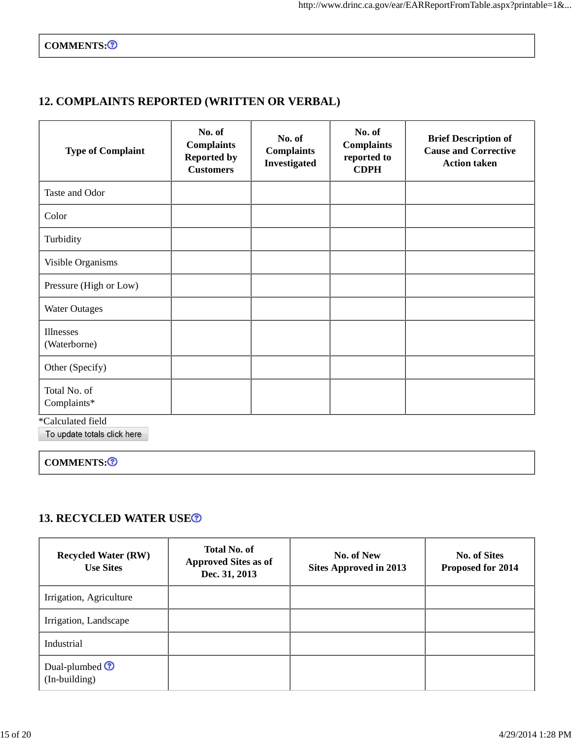| COMMENTS: |
|---|

## 12. COMPLAINTS REPORTED (WRITTEN OR VERBAL)

| Type of Complaint | No. of Complaints Reported by Customers | No. of Complaints Investigated | No. of Complaints reported to CDPH | Brief Description of Cause and Corrective Action taken |
|---|---|---|---|---|
| Taste and Odor | | | | |
| Color | | | | |
| Turbidity | | | | |
| Visible Organisms | | | | |
| Pressure (High or Low) | | | | |
| Water Outages | | | | |
| Illnesses (Waterborne) | | | | |
| Other (Specify) | | | | |
| Total No. of Complaints* | | | | |

*Calculated field

To update totals click here

| COMMENTS: |
|---|

## 13. RECYCLED WATER USE

| Recycled Water (RW) Use Sites | Total No. of Approved Sites as of Dec. 31, 2013 | No. of New Sites Approved in 2013 | No. of Sites Proposed for 2014 |
|---|---|---|---|
| Irrigation, Agriculture | | | |
| Irrigation, Landscape | | | |
| Industrial | | | |
| Dual-plumbed (In-building) | | | |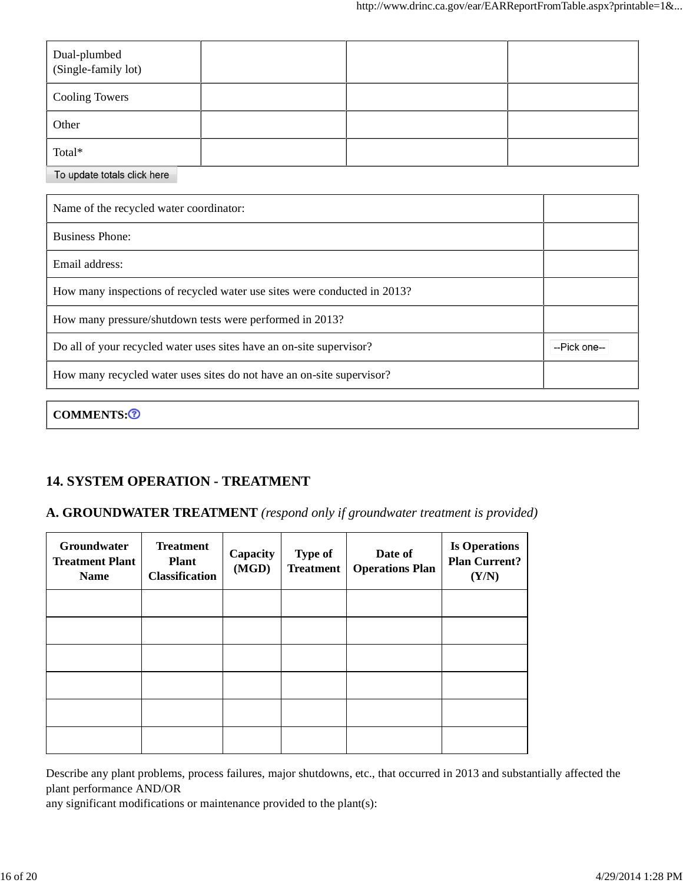| | | | |
|---|---|---|---|
| Dual-plumbed (Single-family lot) | | | |
| Cooling Towers | | | |
| Other | | | |
| Total* | | | |

To update totals click here

| | |
|---|---|
| Name of the recycled water coordinator: | |
| Business Phone: | |
| Email address: | |
| How many inspections of recycled water use sites were conducted in 2013? | |
| How many pressure/shutdown tests were performed in 2013? | |
| Do all of your recycled water uses sites have an on-site supervisor? | --Pick one-- |
| How many recycled water uses sites do not have an on-site supervisor? | |

**COMMENTS:**

## 14. SYSTEM OPERATION - TREATMENT

### A. GROUNDWATER TREATMENT *(respond only if groundwater treatment is provided)*

| Groundwater Treatment Plant Name | Treatment Plant Classification | Capacity (MGD) | Type of Treatment | Date of Operations Plan | Is Operations Plan Current? (Y/N) |
|---|---|---|---|---|---|
| | | | | | |
| | | | | | |
| | | | | | |
| | | | | | |
| | | | | | |
| | | | | | |

Describe any plant problems, process failures, major shutdowns, etc., that occurred in 2013 and substantially affected the plant performance AND/OR
any significant modifications or maintenance provided to the plant(s):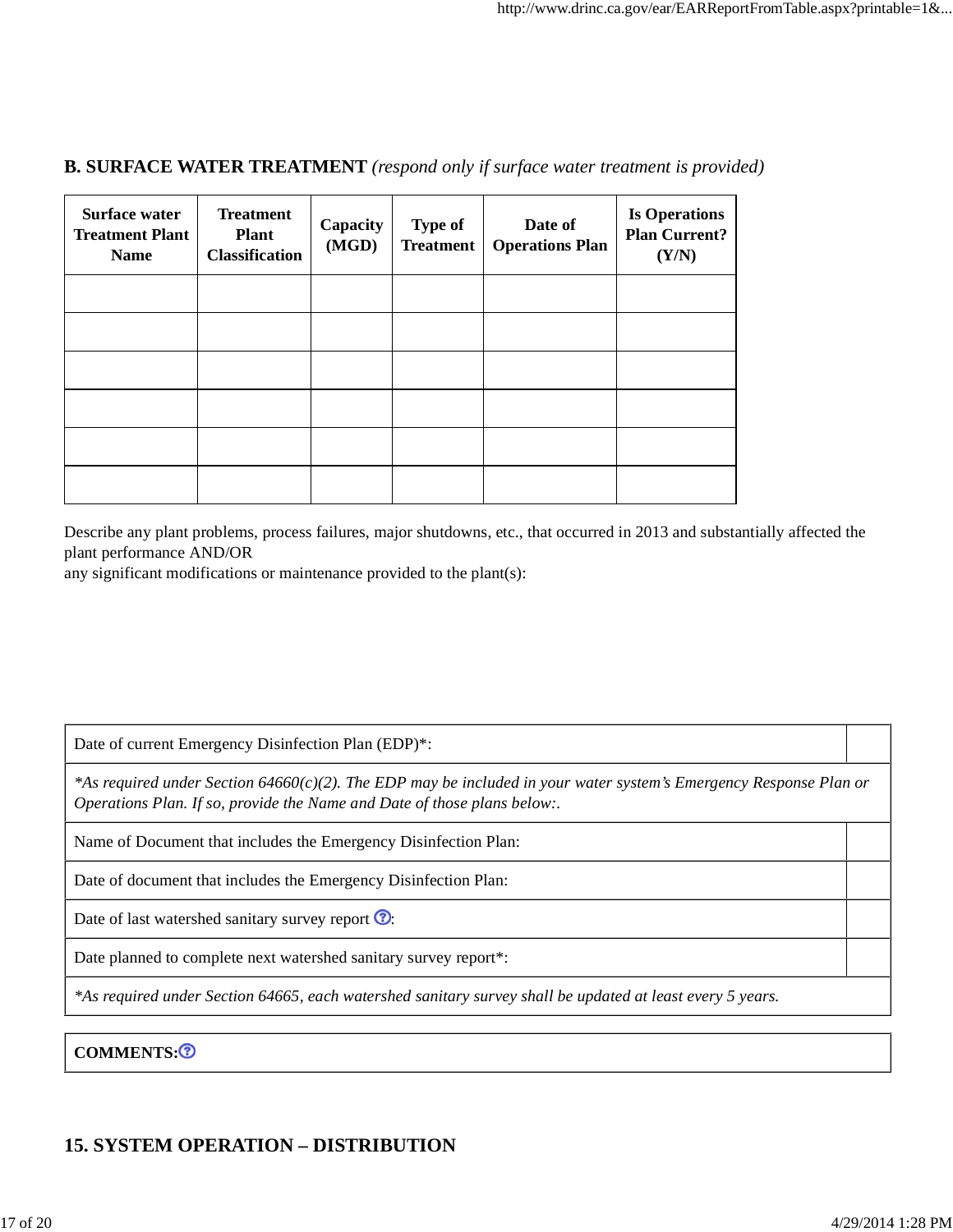## B. SURFACE WATER TREATMENT *(respond only if surface water treatment is provided)*

| Surface water Treatment Plant Name | Treatment Plant Classification | Capacity (MGD) | Type of Treatment | Date of Operations Plan | Is Operations Plan Current? (Y/N) |
|---|---|---|---|---|---|
| | | | | | |
| | | | | | |
| | | | | | |
| | | | | | |
| | | | | | |
| | | | | | |

Describe any plant problems, process failures, major shutdowns, etc., that occurred in 2013 and substantially affected the plant performance AND/OR
any significant modifications or maintenance provided to the plant(s):

| | |
|---|---|
| Date of current Emergency Disinfection Plan (EDP)*: | |
| *\*As required under Section 64660(c)(2). The EDP may be included in your water system's Emergency Response Plan or Operations Plan. If so, provide the Name and Date of those plans below:.* | |
| Name of Document that includes the Emergency Disinfection Plan: | |
| Date of document that includes the Emergency Disinfection Plan: | |
| Date of last watershed sanitary survey report: | |
| Date planned to complete next watershed sanitary survey report*: | |
| *\*As required under Section 64665, each watershed sanitary survey shall be updated at least every 5 years.* | |

**COMMENTS:**

## 15. SYSTEM OPERATION – DISTRIBUTION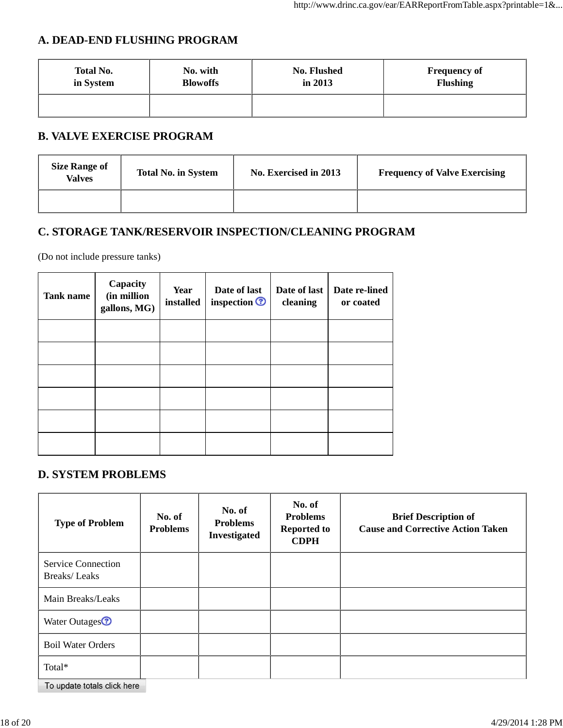## A. DEAD-END FLUSHING PROGRAM

| Total No. in System | No. with Blowoffs | No. Flushed in 2013 | Frequency of Flushing |
|---|---|---|---|
| | | | |

## B. VALVE EXERCISE PROGRAM

| Size Range of Valves | Total No. in System | No. Exercised in 2013 | Frequency of Valve Exercising |
|---|---|---|---|
| | | | |

## C. STORAGE TANK/RESERVOIR INSPECTION/CLEANING PROGRAM

(Do not include pressure tanks)

| Tank name | Capacity (in million gallons, MG) | Year installed | Date of last inspection | Date of last cleaning | Date re-lined or coated |
|---|---|---|---|---|---|
| | | | | | |
| | | | | | |
| | | | | | |
| | | | | | |
| | | | | | |
| | | | | | |

## D. SYSTEM PROBLEMS

| Type of Problem | No. of Problems | No. of Problems Investigated | No. of Problems Reported to CDPH | Brief Description of Cause and Corrective Action Taken |
|---|---|---|---|---|
| Service Connection Breaks/ Leaks | | | | |
| Main Breaks/Leaks | | | | |
| Water Outages | | | | |
| Boil Water Orders | | | | |
| Total* | | | | |

To update totals click here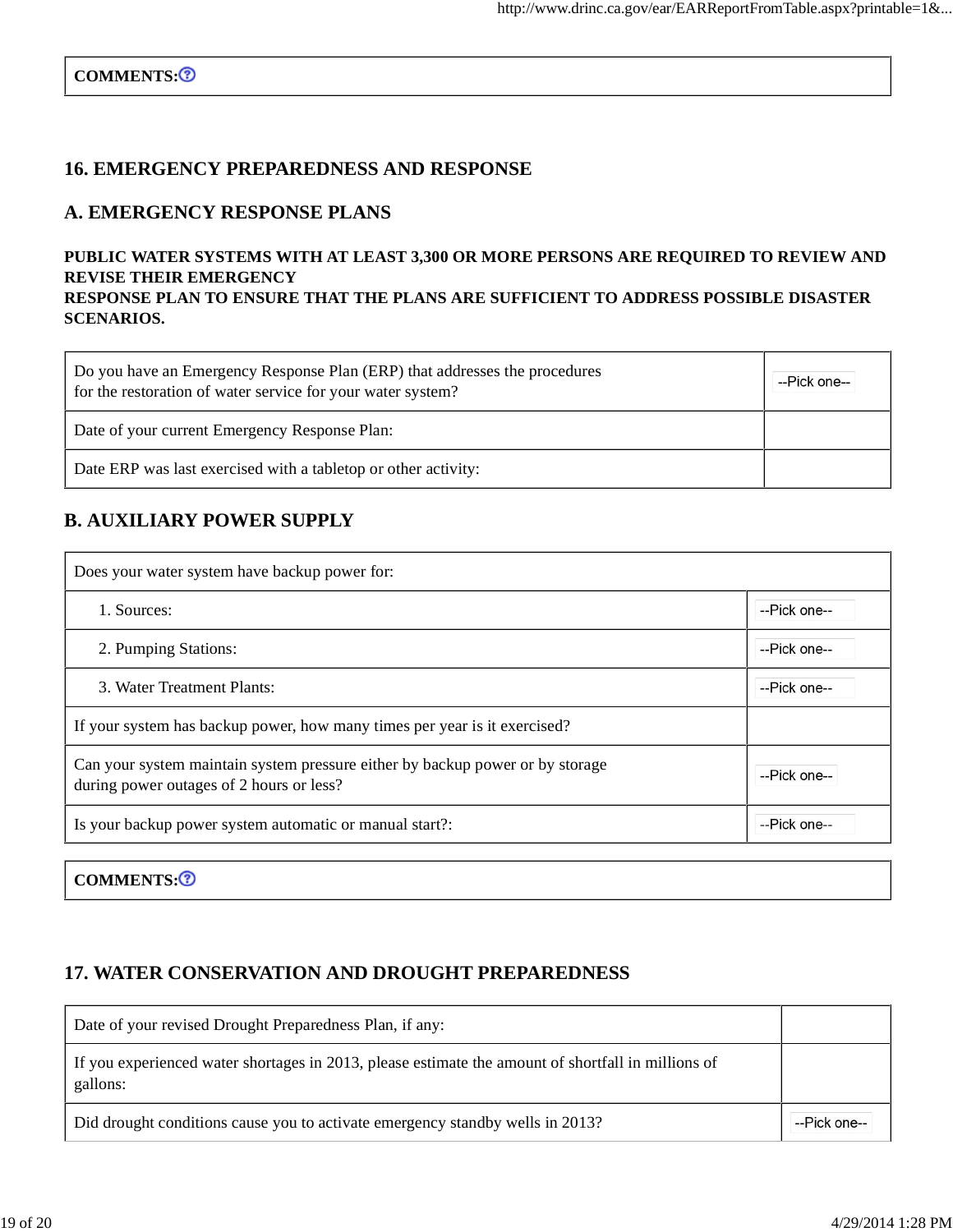| COMMENTS: |
|---|

## 16. EMERGENCY PREPAREDNESS AND RESPONSE

## A. EMERGENCY RESPONSE PLANS

**PUBLIC WATER SYSTEMS WITH AT LEAST 3,300 OR MORE PERSONS ARE REQUIRED TO REVIEW AND REVISE THEIR EMERGENCY RESPONSE PLAN TO ENSURE THAT THE PLANS ARE SUFFICIENT TO ADDRESS POSSIBLE DISASTER SCENARIOS.**

| | |
|---|---|
| Do you have an Emergency Response Plan (ERP) that addresses the procedures for the restoration of water service for your water system? | --Pick one-- |
| Date of your current Emergency Response Plan: | |
| Date ERP was last exercised with a tabletop or other activity: | |

## B. AUXILIARY POWER SUPPLY

| Does your water system have backup power for: | |
|---|---|
| 1. Sources: | --Pick one-- |
| 2. Pumping Stations: | --Pick one-- |
| 3. Water Treatment Plants: | --Pick one-- |
| If your system has backup power, how many times per year is it exercised? | |
| Can your system maintain system pressure either by backup power or by storage during power outages of 2 hours or less? | --Pick one-- |
| Is your backup power system automatic or manual start?: | --Pick one-- |

| COMMENTS: |
|---|

## 17. WATER CONSERVATION AND DROUGHT PREPAREDNESS

| | |
|---|---|
| Date of your revised Drought Preparedness Plan, if any: | |
| If you experienced water shortages in 2013, please estimate the amount of shortfall in millions of gallons: | |
| Did drought conditions cause you to activate emergency standby wells in 2013? | --Pick one-- |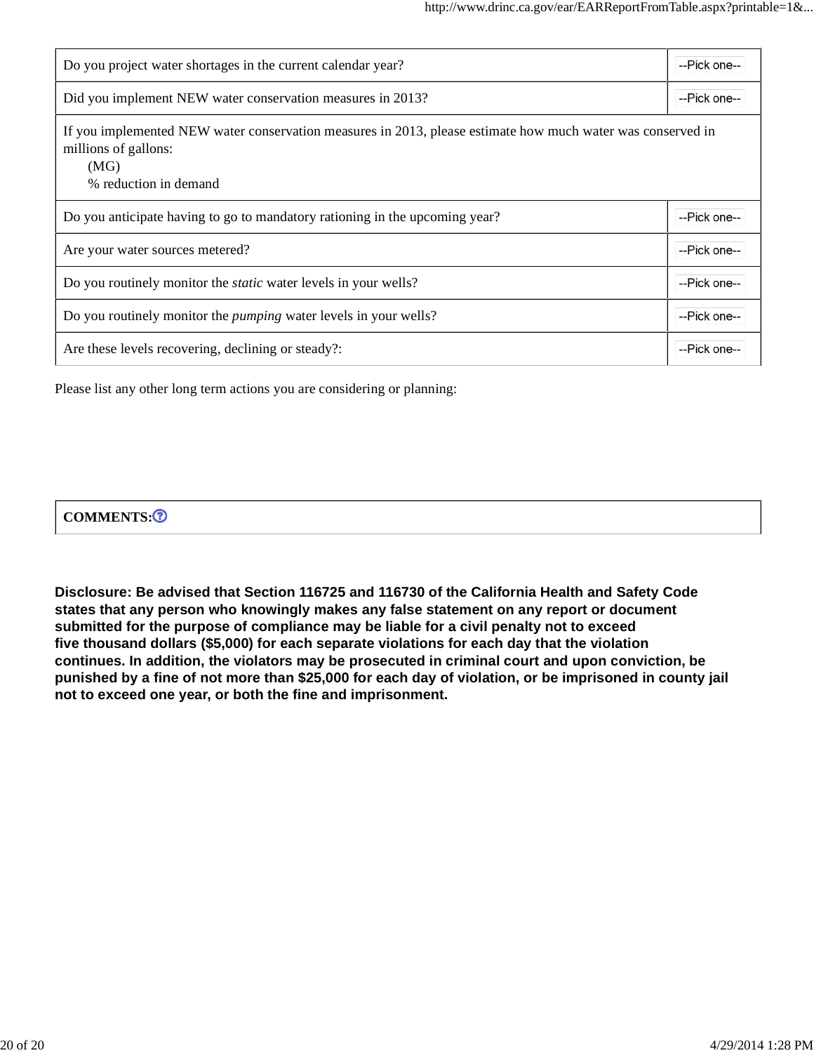| | |
|---|---|
| Do you project water shortages in the current calendar year? | --Pick one-- |
| Did you implement NEW water conservation measures in 2013? | --Pick one-- |
| If you implemented NEW water conservation measures in 2013, please estimate how much water was conserved in millions of gallons:<br>(MG)<br>% reduction in demand | |
| Do you anticipate having to go to mandatory rationing in the upcoming year? | --Pick one-- |
| Are your water sources metered? | --Pick one-- |
| Do you routinely monitor the *static* water levels in your wells? | --Pick one-- |
| Do you routinely monitor the *pumping* water levels in your wells? | --Pick one-- |
| Are these levels recovering, declining or steady?: | --Pick one-- |

Please list any other long term actions you are considering or planning:

| **COMMENTS:** |
|---|

**Disclosure: Be advised that Section 116725 and 116730 of the California Health and Safety Code states that any person who knowingly makes any false statement on any report or document submitted for the purpose of compliance may be liable for a civil penalty not to exceed five thousand dollars ($5,000) for each separate violations for each day that the violation continues. In addition, the violators may be prosecuted in criminal court and upon conviction, be punished by a fine of not more than $25,000 for each day of violation, or be imprisoned in county jail not to exceed one year, or both the fine and imprisonment.**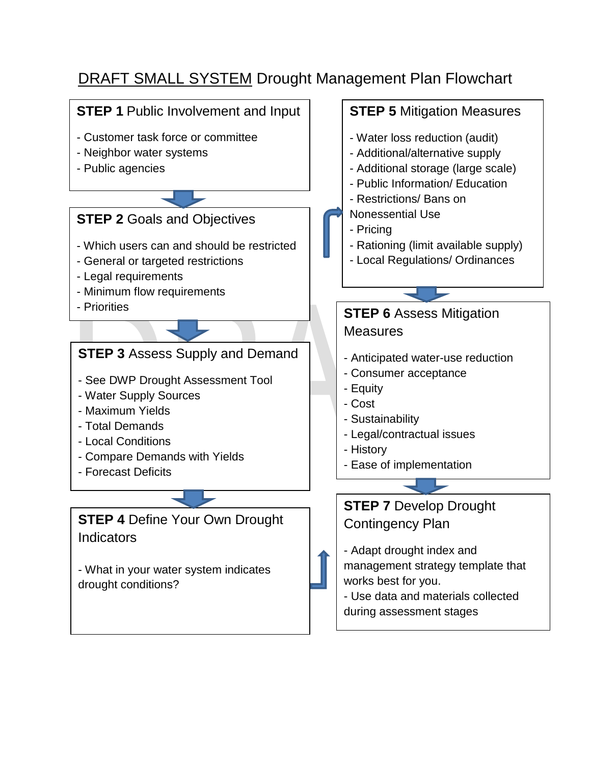# DRAFT SMALL SYSTEM Drought Management Plan Flowchart

**STEP 1** Public Involvement and Input

- Customer task force or committee
- Neighbor water systems
- Public agencies

**STEP 2** Goals and Objectives

- Which users can and should be restricted
- General or targeted restrictions
- Legal requirements
- Minimum flow requirements
- Priorities

**STEP 3** Assess Supply and Demand

- See DWP Drought Assessment Tool
- Water Supply Sources
- Maximum Yields
- Total Demands
- Local Conditions
- Compare Demands with Yields
- Forecast Deficits

**STEP 4** Define Your Own Drought Indicators

- What in your water system indicates drought conditions?

**STEP 5** Mitigation Measures

- Water loss reduction (audit)
- Additional/alternative supply
- Additional storage (large scale)
- Public Information/ Education
- Restrictions/ Bans on Nonessential Use
- Pricing
- Rationing (limit available supply)
- Local Regulations/ Ordinances

**STEP 6** Assess Mitigation Measures

- Anticipated water-use reduction
- Consumer acceptance
- Equity
- Cost
- Sustainability
- Legal/contractual issues
- History
- Ease of implementation

**STEP 7** Develop Drought Contingency Plan

- Adapt drought index and management strategy template that works best for you.
- Use data and materials collected during assessment stages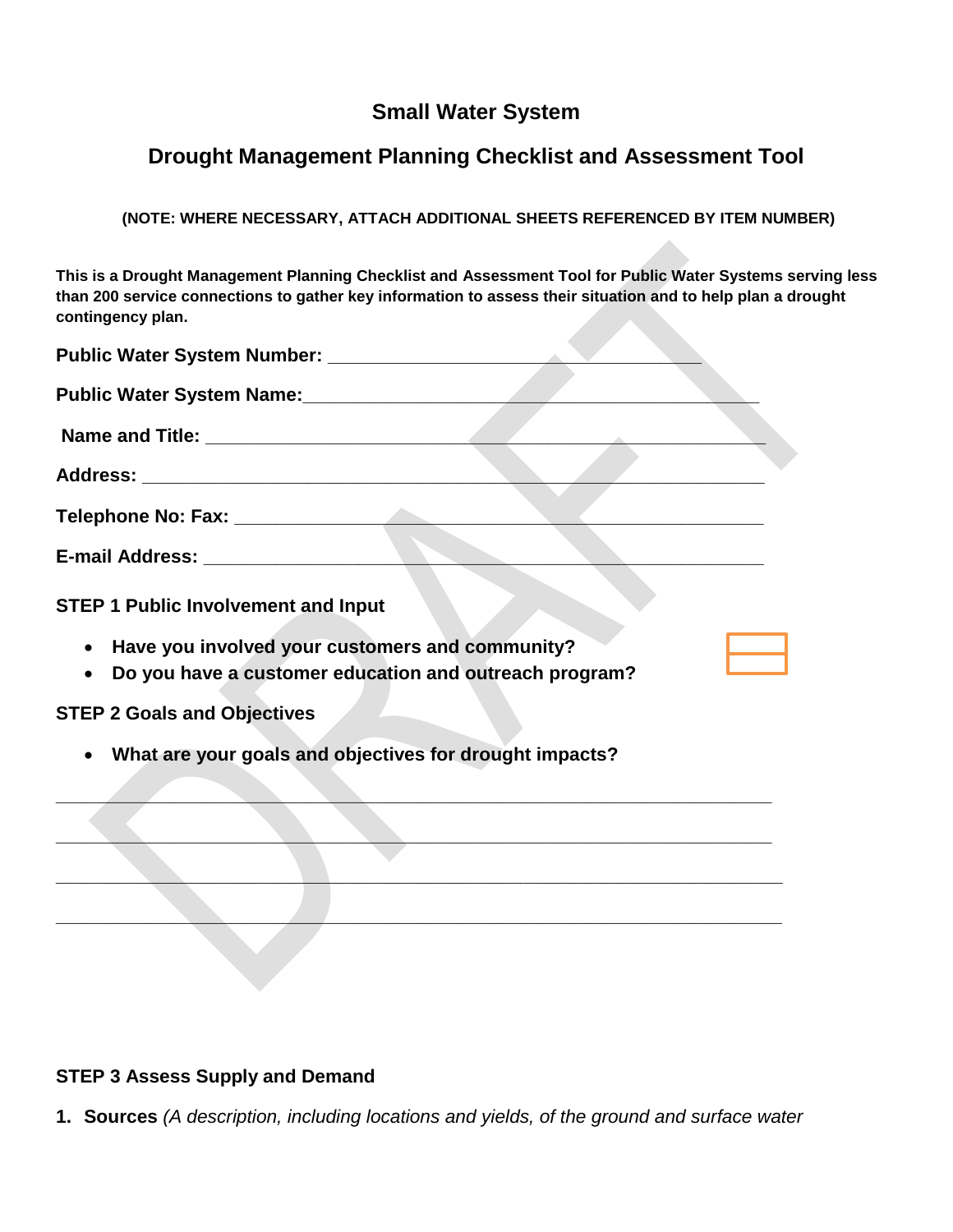## Small Water System

## Drought Management Planning Checklist and Assessment Tool

**(NOTE: WHERE NECESSARY, ATTACH ADDITIONAL SHEETS REFERENCED BY ITEM NUMBER)**

**This is a Drought Management Planning Checklist and Assessment Tool for Public Water Systems serving less than 200 service connections to gather key information to assess their situation and to help plan a drought contingency plan.**

**Public Water System Number:** ___________________________________

**Public Water System Name:**___________________________________________

**Name and Title:** _____________________________________________________

**Address:** __________________________________________________________

**Telephone No: Fax:** _________________________________________________

**E-mail Address:** ____________________________________________________

**STEP 1 Public Involvement and Input**

- **Have you involved your customers and community?**
- **Do you have a customer education and outreach program?**

**STEP 2 Goals and Objectives**

- **What are your goals and objectives for drought impacts?**

_____________________________________________________________________

_____________________________________________________________________

_____________________________________________________________________

_____________________________________________________________________

**STEP 3 Assess Supply and Demand**

1. **Sources** *(A description, including locations and yields, of the ground and surface water*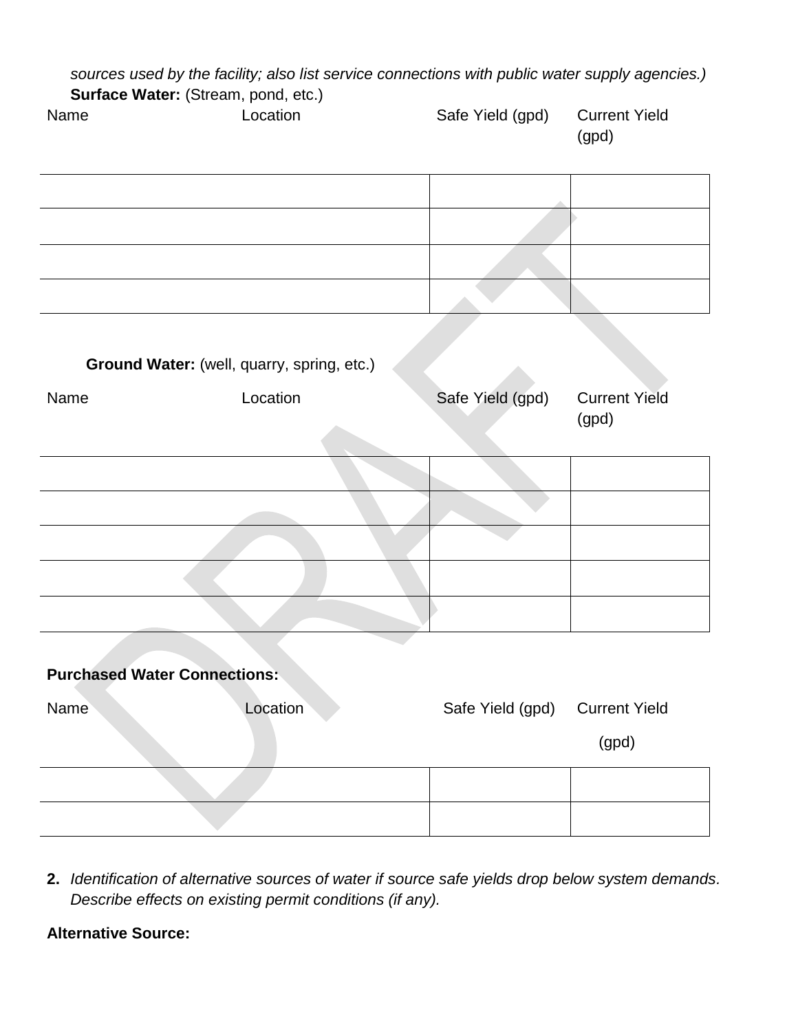*sources used by the facility; also list service connections with public water supply agencies.)*

**Surface Water:** (Stream, pond, etc.)

| Name | Location | Safe Yield (gpd) | Current Yield (gpd) |
|---|---|---|---|
| | | | |
| | | | |
| | | | |
| | | | |

**Ground Water:** (well, quarry, spring, etc.)

| Name | Location | Safe Yield (gpd) | Current Yield (gpd) |
|---|---|---|---|
| | | | |
| | | | |
| | | | |
| | | | |
| | | | |

**Purchased Water Connections:**

| Name | Location | Safe Yield (gpd) | Current Yield (gpd) |
|---|---|---|---|
| | | | |
| | | | |

**2.** *Identification of alternative sources of water if source safe yields drop below system demands. Describe effects on existing permit conditions (if any).*

**Alternative Source:**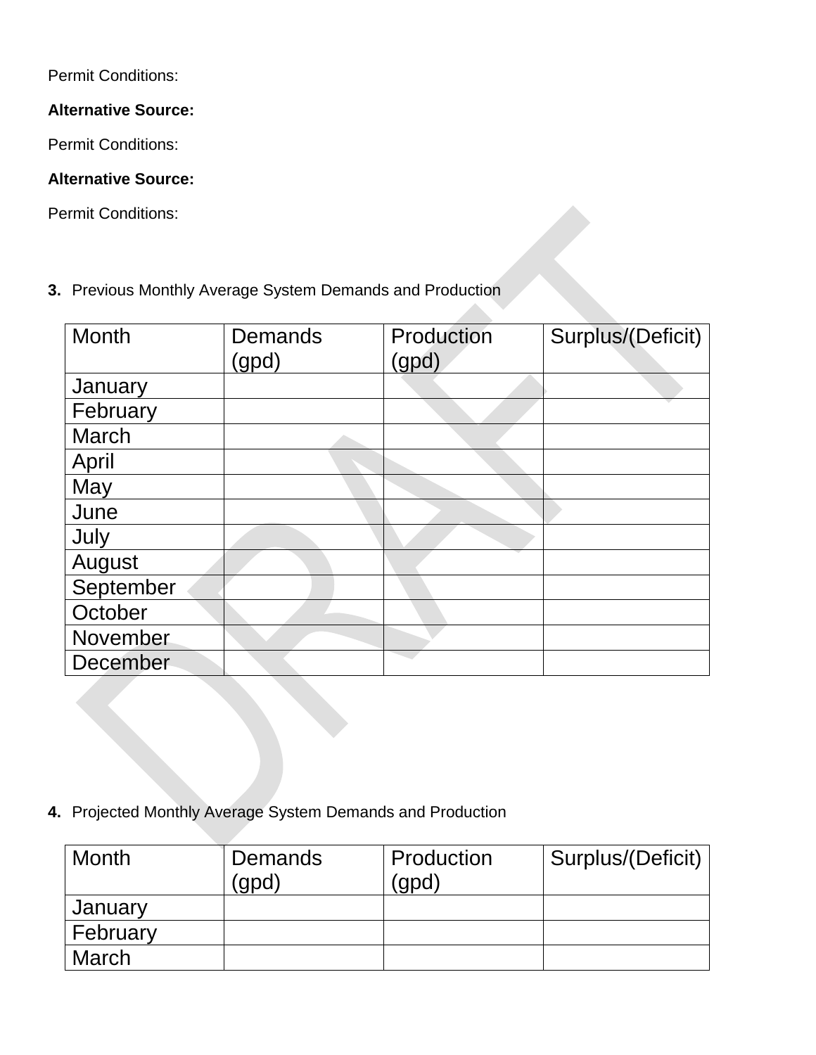Permit Conditions:

**Alternative Source:**

Permit Conditions:

**Alternative Source:**

Permit Conditions:

**3.** Previous Monthly Average System Demands and Production

| Month | Demands (gpd) | Production (gpd) | Surplus/(Deficit) |
|---|---|---|---|
| January | | | |
| February | | | |
| March | | | |
| April | | | |
| May | | | |
| June | | | |
| July | | | |
| August | | | |
| September | | | |
| October | | | |
| November | | | |
| December | | | |

**4.** Projected Monthly Average System Demands and Production

| Month | Demands (gpd) | Production (gpd) | Surplus/(Deficit) |
|---|---|---|---|
| January | | | |
| February | | | |
| March | | | |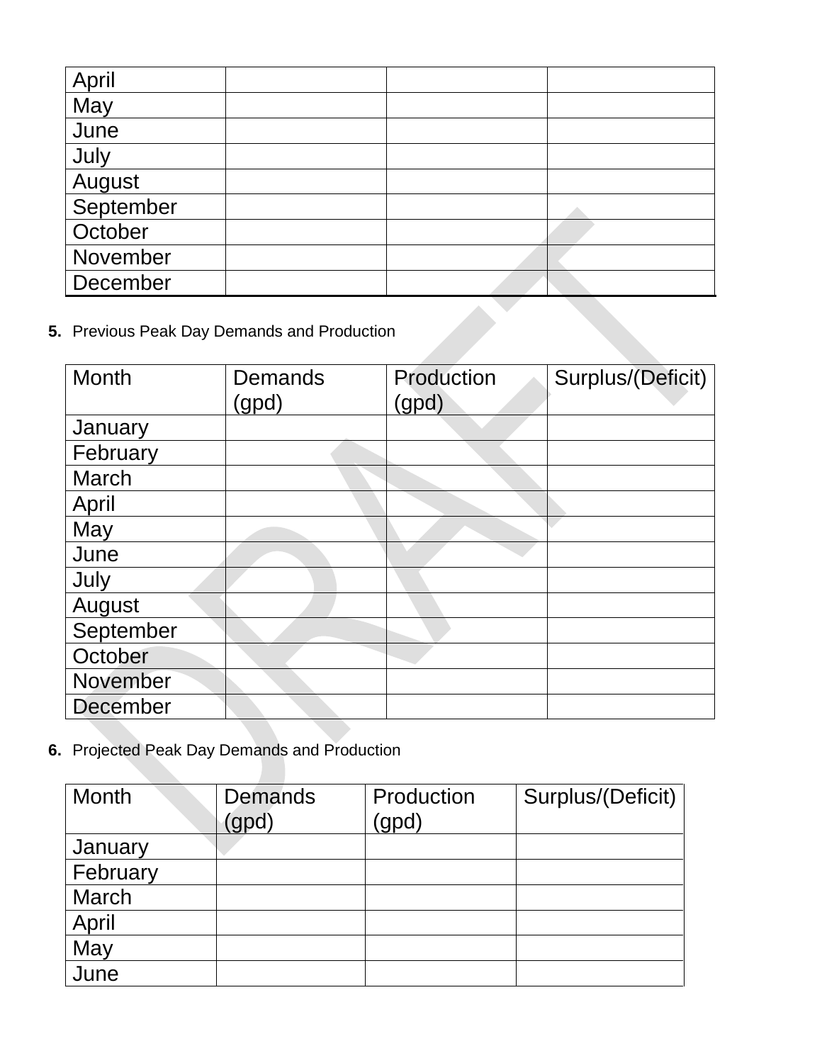| | | | |
|---|---|---|---|
| April | | | |
| May | | | |
| June | | | |
| July | | | |
| August | | | |
| September | | | |
| October | | | |
| November | | | |
| December | | | |

**5.** Previous Peak Day Demands and Production

| Month | Demands (gpd) | Production (gpd) | Surplus/(Deficit) |
|---|---|---|---|
| January | | | |
| February | | | |
| March | | | |
| April | | | |
| May | | | |
| June | | | |
| July | | | |
| August | | | |
| September | | | |
| October | | | |
| November | | | |
| December | | | |

**6.** Projected Peak Day Demands and Production

| Month | Demands (gpd) | Production (gpd) | Surplus/(Deficit) |
|---|---|---|---|
| January | | | |
| February | | | |
| March | | | |
| April | | | |
| May | | | |
| June | | | |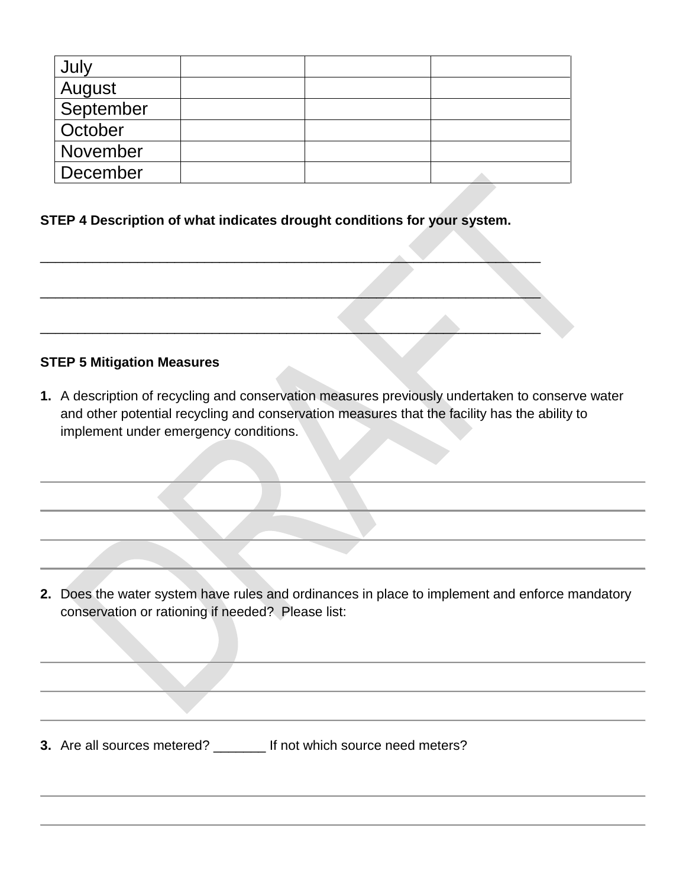| July | | | |
|---|---|---|---|
| August | | | |
| September | | | |
| October | | | |
| November | | | |
| December | | | |

**STEP 4 Description of what indicates drought conditions for your system.**

_________________________________________________________________

_________________________________________________________________

_________________________________________________________________

**STEP 5 Mitigation Measures**

**1.** A description of recycling and conservation measures previously undertaken to conserve water and other potential recycling and conservation measures that the facility has the ability to implement under emergency conditions.

_________________________________________________________________

_________________________________________________________________

_________________________________________________________________

_________________________________________________________________

**2.** Does the water system have rules and ordinances in place to implement and enforce mandatory conservation or rationing if needed? Please list:

_________________________________________________________________

_________________________________________________________________

_________________________________________________________________

**3.** Are all sources metered? _______ If not which source need meters?

_________________________________________________________________

_________________________________________________________________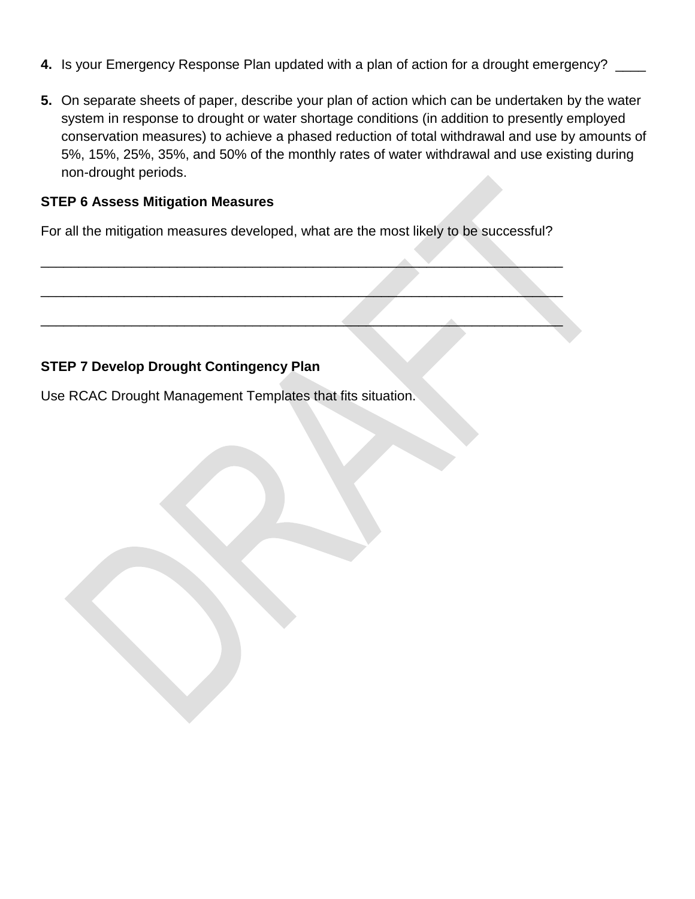4. Is your Emergency Response Plan updated with a plan of action for a drought emergency? ____

5. On separate sheets of paper, describe your plan of action which can be undertaken by the water system in response to drought or water shortage conditions (in addition to presently employed conservation measures) to achieve a phased reduction of total withdrawal and use by amounts of 5%, 15%, 25%, 35%, and 50% of the monthly rates of water withdrawal and use existing during non-drought periods.

**STEP 6 Assess Mitigation Measures**

For all the mitigation measures developed, what are the most likely to be successful?

______________________________________________________________________

______________________________________________________________________

______________________________________________________________________

**STEP 7 Develop Drought Contingency Plan**

Use RCAC Drought Management Templates that fits situation.